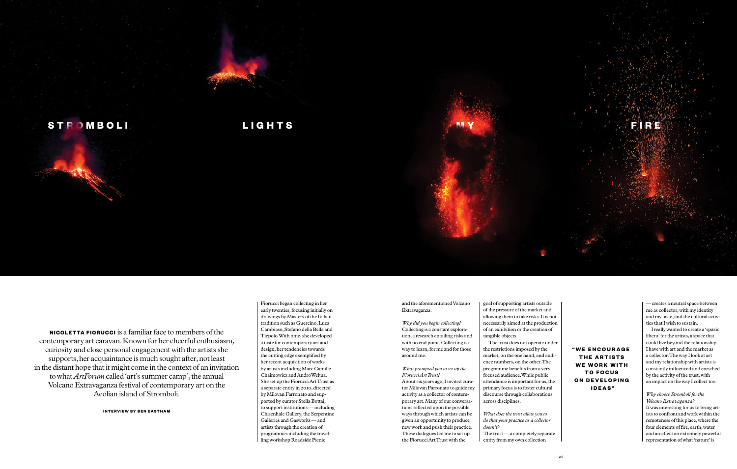# STROMBOLI LIGHTS MY FIRE

**NICOLETTA FIORUCCI** is a familiar face to members of the contemporary art caravan. Known for her cheerful enthusiasm, curiosity and close personal engagement with the artists she supports, her acquaintance is much sought after, not least in the distant hope that it might come in the context of an invitation to what *ArtForum* called 'art's summer camp', the annual Volcano Extravaganza festival of contemporary art on the Aeolian island of Stromboli.

**INTERVIEW BY BEN EASTHAM**

Fiorucci began collecting in her early twenties, focusing initially on drawings by Masters of the Italian tradition such as Guercino, Luca Cambiaso, Stefano della Bella and Tiepolo. With time, she developed a taste for contemporary art and design, her tendencies towards the cutting edge exemplified by her recent acquisition of works by artists including Marc Camille Chaimowicz and Andro Wekua. She set up the Fiorucci Art Trust as a separate entity in 2010, directed by Milovan Farronato and supported by curator Stella Bottai, to support institutions — including Chisenhale Gallery, the Serpentine Galleries and Gasworks — and artists through the creation of programmes including the travelling workshop Roadside Picnic and the aforementioned Volcano Extravaganza.

*Why did you begin collecting?*
Collecting is a constant exploration, a research entailing risks and with no end point. Collecting is a way to learn, for me and for those around me.

*What prompted you to set up the Fiorucci Art Trust?*
About six years ago, I invited curator Milovan Farronato to guide my activity as a collector of contemporary art. Many of our conversations reflected upon the possible ways through which artists can be given an opportunity to produce new work and push their practice. These dialogues led me to set up the Fiorucci Art Trust with the goal of supporting artists outside of the pressure of the market and allowing them to take risks. It is not necessarily aimed at the production of an exhibition or the creation of tangible objects.

The trust does not operate under the restrictions imposed by the market, on the one hand, and audience numbers, on the other. The programme benefits from a very focused audience. While public attendance is important for us, the primary focus is to foster cultural discourse through collaborations across disciplines.

*What does the trust allow you to do that your practice as a collector doesn't?*
The trust — a completely separate entity from my own collection — creates a neutral space between me as collector, with my identity and my taste, and the cultural activities that I wish to sustain.

I really wanted to create a 'spazio libero' for the artists, a space that could live beyond the relationship I have with art and the market as a collector. The way I look at art and my relationship with artists is constantly influenced and enriched by the activity of the trust, with an impact on the way I collect too.

**"WE ENCOURAGE THE ARTISTS WE WORK WITH TO FOCUS ON DEVELOPING IDEAS"**

*Why choose Stromboli for the Volcano Extravaganza?*
It was interesting for us to bring artists to confront and work within the remoteness of this place, where the four elements of fire, earth, water and air effect an extremely powerful representation of what 'nature' is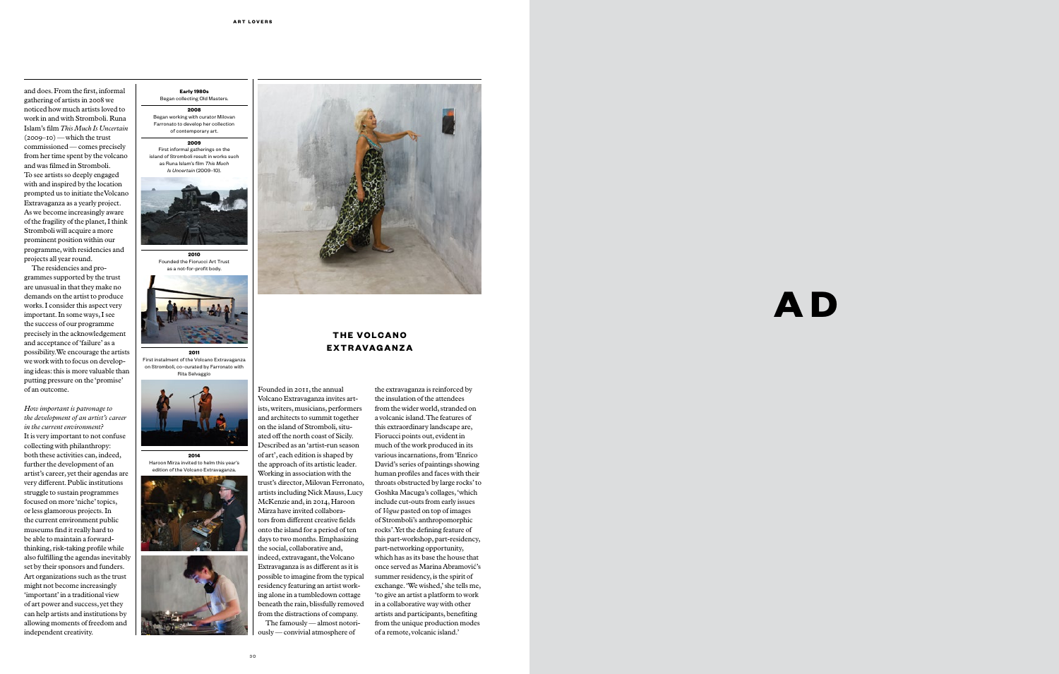and does. From the first, informal gathering of artists in 2008 we noticed how much artists loved to work in and with Stromboli. Runa Islam's film *This Much Is Uncertain* (2009–10) — which the trust commissioned — comes precisely from her time spent by the volcano and was filmed in Stromboli. To see artists so deeply engaged with and inspired by the location prompted us to initiate the Volcano Extravaganza as a yearly project. As we become increasingly aware of the fragility of the planet, I think Stromboli will acquire a more prominent position within our programme, with residencies and projects all year round.

The residencies and programmes supported by the trust are unusual in that they make no demands on the artist to produce works. I consider this aspect very important. In some ways, I see the success of our programme precisely in the acknowledgement and acceptance of 'failure' as a possibility. We encourage the artists we work with to focus on developing ideas: this is more valuable than putting pressure on the 'promise' of an outcome.

*How important is patronage to the development of an artist's career in the current environment?*
It is very important to not confuse collecting with philanthropy: both these activities can, indeed, further the development of an artist's career, yet their agendas are very different. Public institutions struggle to sustain programmes focused on more 'niche' topics, or less glamorous projects. In the current environment public museums find it really hard to be able to maintain a forward-thinking, risk-taking profile while also fulfilling the agendas inevitably set by their sponsors and funders. Art organizations such as the trust might not become increasingly 'important' in a traditional view of art power and success, yet they can help artists and institutions by allowing moments of freedom and independent creativity.

**Early 1980s**
Began collecting Old Masters.

**2008**
Began working with curator Milovan Farronato to develop her collection of contemporary art.

**2009**
First informal gatherings on the island of Stromboli result in works such as Runa Islam's film *This Much Is Uncertain* (2009–10).

**2010**
Founded the Fiorucci Art Trust as a not-for-profit body.

**2011**
First instalment of the Volcano Extravaganza on Stromboli, co-curated by Farronato with Rita Selvaggio

**2014**
Haroon Mirza invited to helm this year's edition of the Volcano Extravaganza.

## THE VOLCANO EXTRAVAGANZA

Founded in 2011, the annual Volcano Extravaganza invites artists, writers, musicians, performers and architects to summit together on the island of Stromboli, situated off the north coast of Sicily. Described as an 'artist-run season of art', each edition is shaped by the approach of its artistic leader. Working in association with the trust's director, Milovan Ferronato, artists including Nick Mauss, Lucy McKenzie and, in 2014, Haroon Mirza have invited collaborators from different creative fields onto the island for a period of ten days to two months. Emphasizing the social, collaborative and, indeed, extravagant, the Volcano Extravaganza is as different as it is possible to imagine from the typical residency featuring an artist working alone in a tumbledown cottage beneath the rain, blissfully removed from the distractions of company.

The famously — almost notoriously — convivial atmosphere of the extravaganza is reinforced by the insulation of the attendees from the wider world, stranded on a volcanic island. The features of this extraordinary landscape are, Fiorucci points out, evident in much of the work produced in its various incarnations, from 'Enrico David's series of paintings showing human profiles and faces with their throats obstructed by large rocks' to Goshka Macuga's collages, 'which include cut-outs from early issues of *Vogue* pasted on top of images of Stromboli's anthropomorphic rocks'. Yet the defining feature of this part-workshop, part-residency, part-networking opportunity, which has as its base the house that once served as Marina Abramović's summer residency, is the spirit of exchange. 'We wished,' she tells me, 'to give an artist a platform to work in a collaborative way with other artists and participants, benefiting from the unique production modes of a remote, volcanic island.'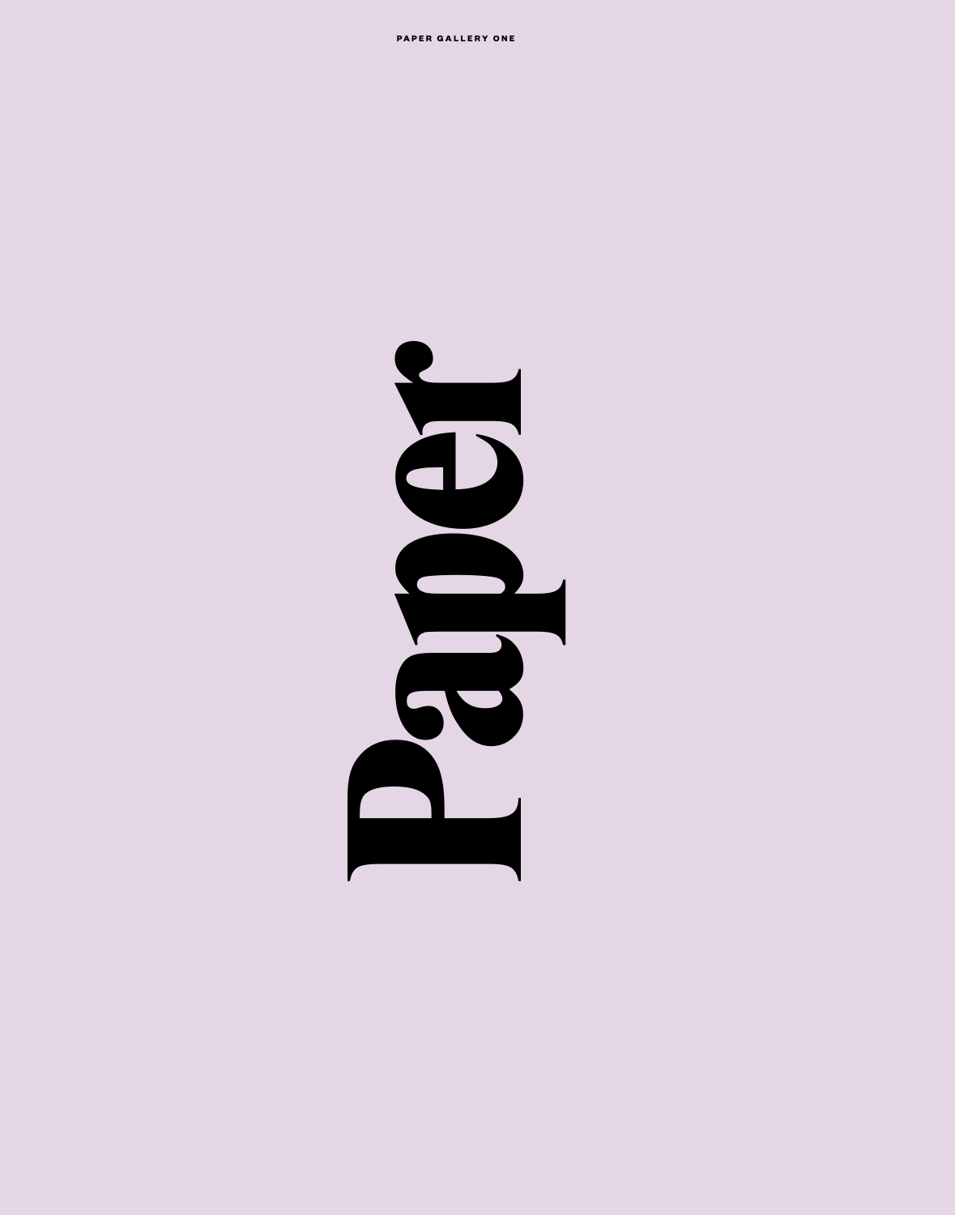PAPER GALLERY ONE

# Paper